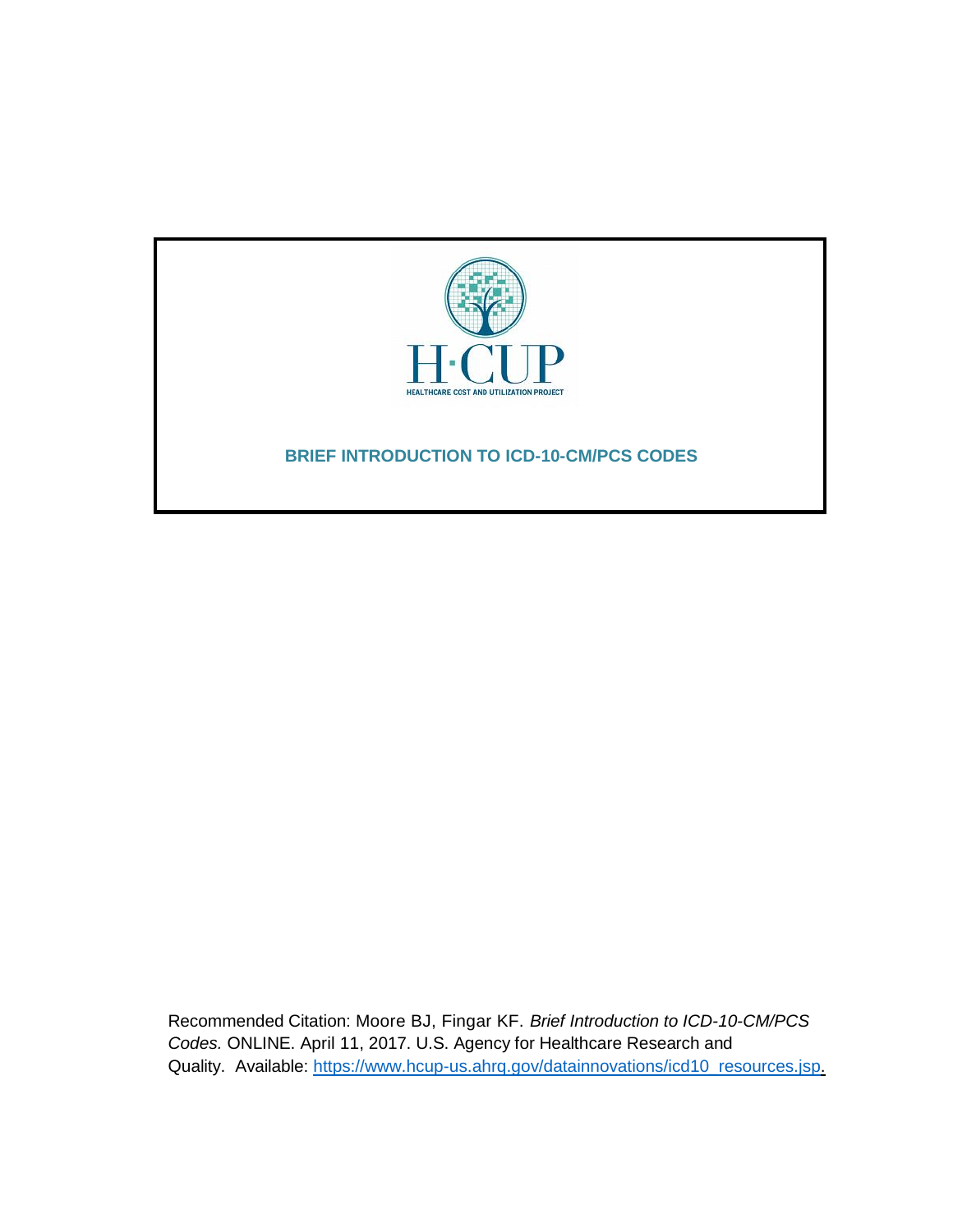H·CUP

HEALTHCARE COST AND UTILIZATION PROJECT

# BRIEF INTRODUCTION TO ICD-10-CM/PCS CODES

Recommended Citation: Moore BJ, Fingar KF. *Brief Introduction to ICD-10-CM/PCS Codes.* ONLINE. April 11, 2017. U.S. Agency for Healthcare Research and Quality. Available: [https://www.hcup-us.ahrq.gov/datainnovations/icd10_resources.jsp](https://www.hcup-us.ahrq.gov/datainnovations/icd10_resources.jsp).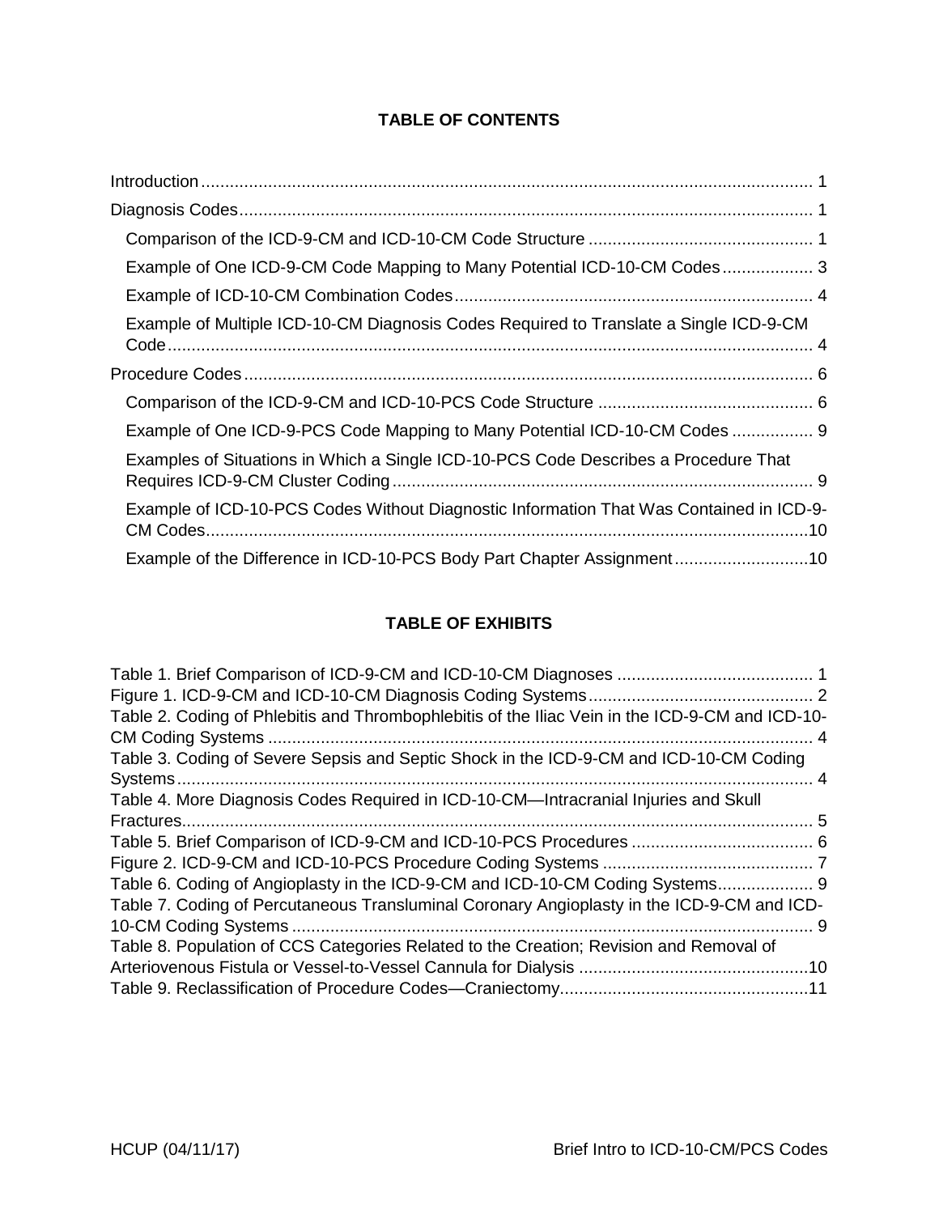## TABLE OF CONTENTS

- Introduction ................................................................ 1
- Diagnosis Codes ................................................................ 1
  - Comparison of the ICD-9-CM and ICD-10-CM Code Structure ................................................................ 1
  - Example of One ICD-9-CM Code Mapping to Many Potential ICD-10-CM Codes ................................................................ 3
  - Example of ICD-10-CM Combination Codes ................................................................ 4
  - Example of Multiple ICD-10-CM Diagnosis Codes Required to Translate a Single ICD-9-CM Code ................................................................ 4
- Procedure Codes ................................................................ 6
  - Comparison of the ICD-9-CM and ICD-10-PCS Code Structure ................................................................ 6
  - Example of One ICD-9-PCS Code Mapping to Many Potential ICD-10-CM Codes ................................................................ 9
  - Examples of Situations in Which a Single ICD-10-PCS Code Describes a Procedure That Requires ICD-9-CM Cluster Coding ................................................................ 9
  - Example of ICD-10-PCS Codes Without Diagnostic Information That Was Contained in ICD-9-CM Codes ................................................................ 10
  - Example of the Difference in ICD-10-PCS Body Part Chapter Assignment ................................................................ 10

## TABLE OF EXHIBITS

- Table 1. Brief Comparison of ICD-9-CM and ICD-10-CM Diagnoses ................................................................ 1
- Figure 1. ICD-9-CM and ICD-10-CM Diagnosis Coding Systems ................................................................ 2
- Table 2. Coding of Phlebitis and Thrombophlebitis of the Iliac Vein in the ICD-9-CM and ICD-10-CM Coding Systems ................................................................ 4
- Table 3. Coding of Severe Sepsis and Septic Shock in the ICD-9-CM and ICD-10-CM Coding Systems ................................................................ 4
- Table 4. More Diagnosis Codes Required in ICD-10-CM—Intracranial Injuries and Skull Fractures ................................................................ 5
- Table 5. Brief Comparison of ICD-9-CM and ICD-10-PCS Procedures ................................................................ 6
- Figure 2. ICD-9-CM and ICD-10-PCS Procedure Coding Systems ................................................................ 7
- Table 6. Coding of Angioplasty in the ICD-9-CM and ICD-10-CM Coding Systems ................................................................ 9
- Table 7. Coding of Percutaneous Transluminal Coronary Angioplasty in the ICD-9-CM and ICD-10-CM Coding Systems ................................................................ 9
- Table 8. Population of CCS Categories Related to the Creation; Revision and Removal of Arteriovenous Fistula or Vessel-to-Vessel Cannula for Dialysis ................................................................ 10
- Table 9. Reclassification of Procedure Codes—Craniectomy ................................................................ 11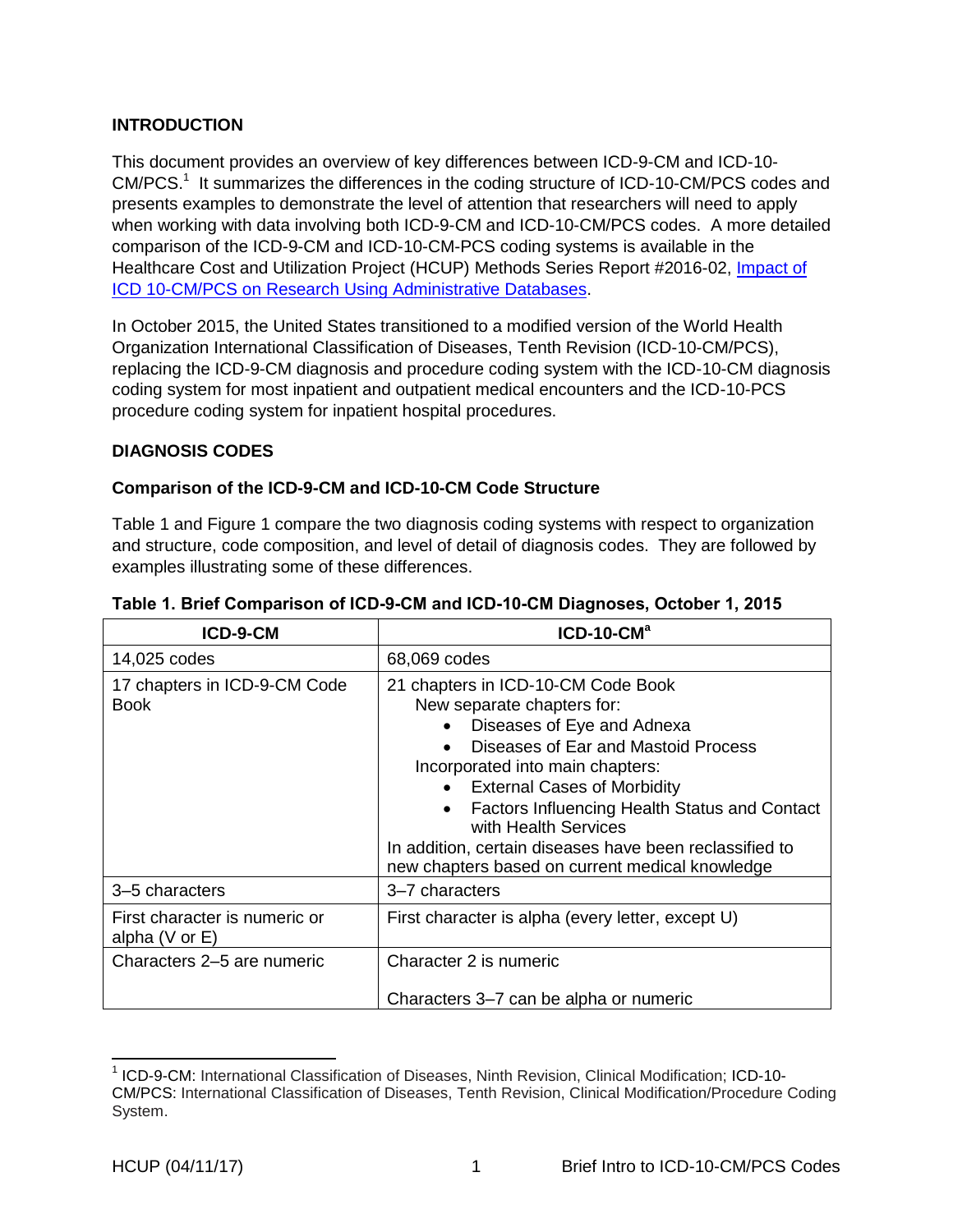## INTRODUCTION

This document provides an overview of key differences between ICD-9-CM and ICD-10-CM/PCS.[1] It summarizes the differences in the coding structure of ICD-10-CM/PCS codes and presents examples to demonstrate the level of attention that researchers will need to apply when working with data involving both ICD-9-CM and ICD-10-CM/PCS codes. A more detailed comparison of the ICD-9-CM and ICD-10-CM-PCS coding systems is available in the Healthcare Cost and Utilization Project (HCUP) Methods Series Report #2016-02, [Impact of ICD 10-CM/PCS on Research Using Administrative Databases](#).

In October 2015, the United States transitioned to a modified version of the World Health Organization International Classification of Diseases, Tenth Revision (ICD-10-CM/PCS), replacing the ICD-9-CM diagnosis and procedure coding system with the ICD-10-CM diagnosis coding system for most inpatient and outpatient medical encounters and the ICD-10-PCS procedure coding system for inpatient hospital procedures.

## DIAGNOSIS CODES

### Comparison of the ICD-9-CM and ICD-10-CM Code Structure

Table 1 and Figure 1 compare the two diagnosis coding systems with respect to organization and structure, code composition, and level of detail of diagnosis codes. They are followed by examples illustrating some of these differences.

**Table 1. Brief Comparison of ICD-9-CM and ICD-10-CM Diagnoses, October 1, 2015**

| ICD-9-CM | ICD-10-CM[a] |
|---|---|
| 14,025 codes | 68,069 codes |
| 17 chapters in ICD-9-CM Code Book | 21 chapters in ICD-10-CM Code Book<br>New separate chapters for:<br>• Diseases of Eye and Adnexa<br>• Diseases of Ear and Mastoid Process<br>Incorporated into main chapters:<br>• External Cases of Morbidity<br>• Factors Influencing Health Status and Contact with Health Services<br>In addition, certain diseases have been reclassified to new chapters based on current medical knowledge |
| 3–5 characters | 3–7 characters |
| First character is numeric or alpha (V or E) | First character is alpha (every letter, except U) |
| Characters 2–5 are numeric | Character 2 is numeric<br><br>Characters 3–7 can be alpha or numeric |

[1] ICD-9-CM: International Classification of Diseases, Ninth Revision, Clinical Modification; ICD-10-CM/PCS: International Classification of Diseases, Tenth Revision, Clinical Modification/Procedure Coding System.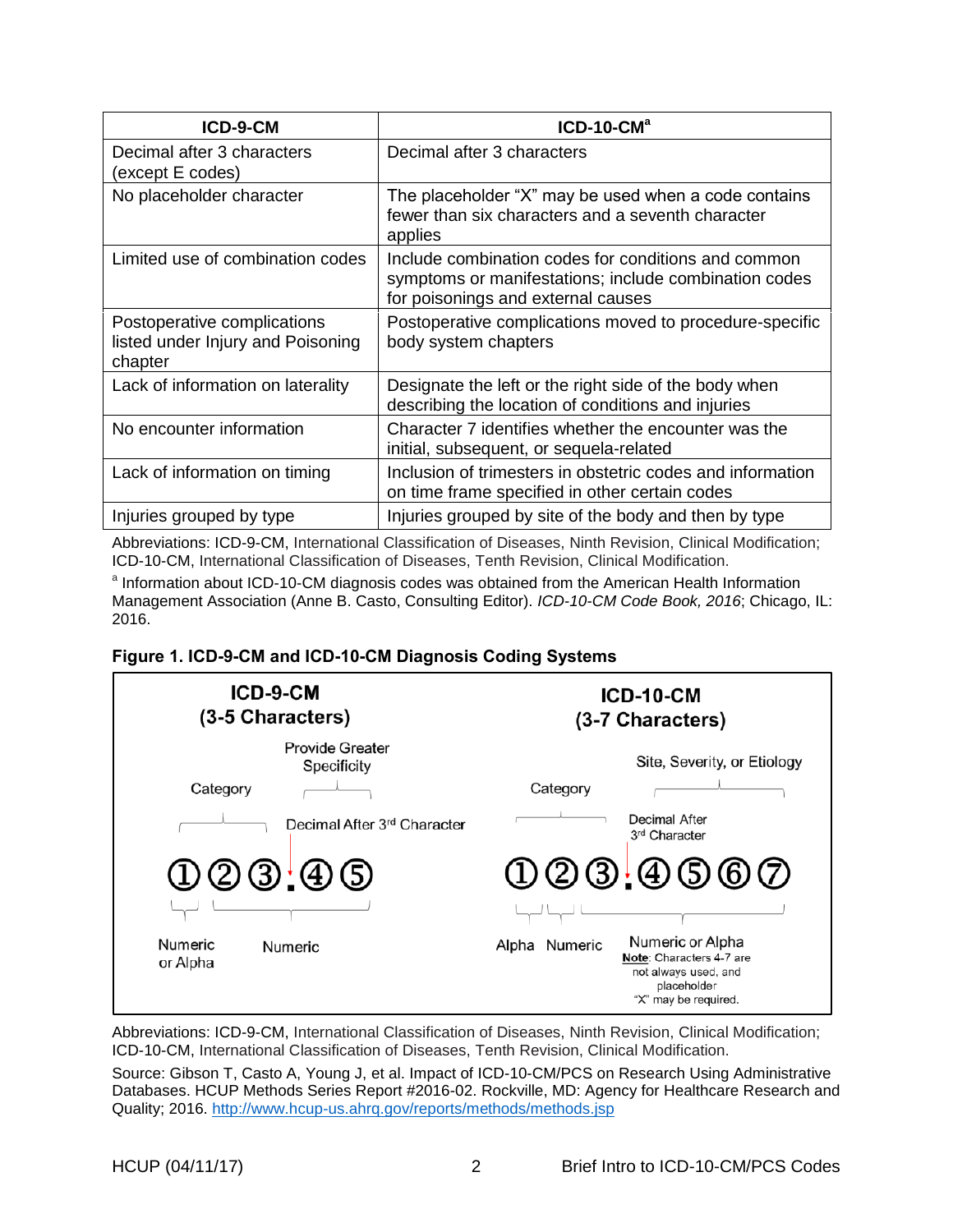| ICD-9-CM | ICD-10-CM[a] |
| --- | --- |
| Decimal after 3 characters (except E codes) | Decimal after 3 characters |
| No placeholder character | The placeholder "X" may be used when a code contains fewer than six characters and a seventh character applies |
| Limited use of combination codes | Include combination codes for conditions and common symptoms or manifestations; include combination codes for poisonings and external causes |
| Postoperative complications listed under Injury and Poisoning chapter | Postoperative complications moved to procedure-specific body system chapters |
| Lack of information on laterality | Designate the left or the right side of the body when describing the location of conditions and injuries |
| No encounter information | Character 7 identifies whether the encounter was the initial, subsequent, or sequela-related |
| Lack of information on timing | Inclusion of trimesters in obstetric codes and information on time frame specified in other certain codes |
| Injuries grouped by type | Injuries grouped by site of the body and then by type |

Abbreviations: ICD-9-CM, International Classification of Diseases, Ninth Revision, Clinical Modification; ICD-10-CM, International Classification of Diseases, Tenth Revision, Clinical Modification.

[a] Information about ICD-10-CM diagnosis codes was obtained from the American Health Information Management Association (Anne B. Casto, Consulting Editor). *ICD-10-CM Code Book, 2016*; Chicago, IL: 2016.

**Figure 1. ICD-9-CM and ICD-10-CM Diagnosis Coding Systems**

**ICD-9-CM (3-5 Characters)**

Category; Provide Greater Specificity; Decimal After 3rd Character

① ② ③ . ④ ⑤

Numeric or Alpha; Numeric

**ICD-10-CM (3-7 Characters)**

Category; Site, Severity, or Etiology; Decimal After 3rd Character

① ② ③ . ④ ⑤ ⑥ ⑦

Alpha; Numeric; Numeric or Alpha

**Note**: Characters 4-7 are not always used, and placeholder "X" may be required.

Abbreviations: ICD-9-CM, International Classification of Diseases, Ninth Revision, Clinical Modification; ICD-10-CM, International Classification of Diseases, Tenth Revision, Clinical Modification.

Source: Gibson T, Casto A, Young J, et al. Impact of ICD-10-CM/PCS on Research Using Administrative Databases. HCUP Methods Series Report #2016-02. Rockville, MD: Agency for Healthcare Research and Quality; 2016. http://www.hcup-us.ahrq.gov/reports/methods/methods.jsp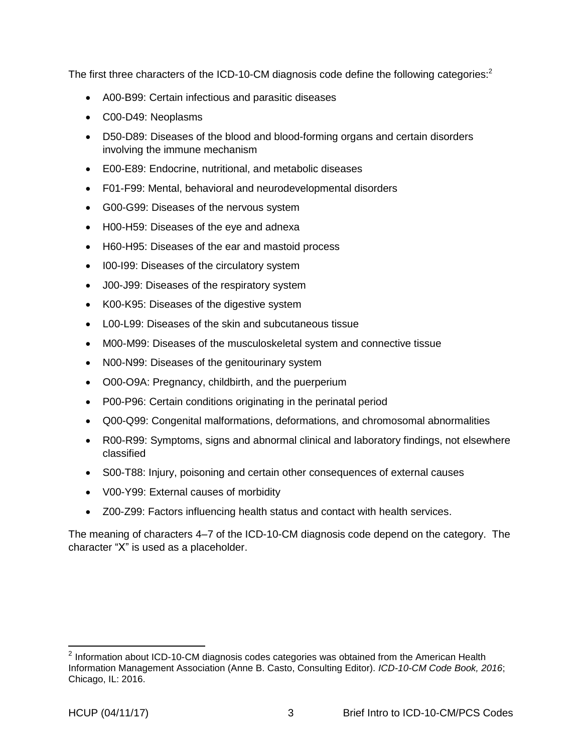The first three characters of the ICD-10-CM diagnosis code define the following categories:[2]

- A00-B99: Certain infectious and parasitic diseases
- C00-D49: Neoplasms
- D50-D89: Diseases of the blood and blood-forming organs and certain disorders involving the immune mechanism
- E00-E89: Endocrine, nutritional, and metabolic diseases
- F01-F99: Mental, behavioral and neurodevelopmental disorders
- G00-G99: Diseases of the nervous system
- H00-H59: Diseases of the eye and adnexa
- H60-H95: Diseases of the ear and mastoid process
- I00-I99: Diseases of the circulatory system
- J00-J99: Diseases of the respiratory system
- K00-K95: Diseases of the digestive system
- L00-L99: Diseases of the skin and subcutaneous tissue
- M00-M99: Diseases of the musculoskeletal system and connective tissue
- N00-N99: Diseases of the genitourinary system
- O00-O9A: Pregnancy, childbirth, and the puerperium
- P00-P96: Certain conditions originating in the perinatal period
- Q00-Q99: Congenital malformations, deformations, and chromosomal abnormalities
- R00-R99: Symptoms, signs and abnormal clinical and laboratory findings, not elsewhere classified
- S00-T88: Injury, poisoning and certain other consequences of external causes
- V00-Y99: External causes of morbidity
- Z00-Z99: Factors influencing health status and contact with health services.

The meaning of characters 4–7 of the ICD-10-CM diagnosis code depend on the category. The character "X" is used as a placeholder.

[2] Information about ICD-10-CM diagnosis codes categories was obtained from the American Health Information Management Association (Anne B. Casto, Consulting Editor). *ICD-10-CM Code Book, 2016*; Chicago, IL: 2016.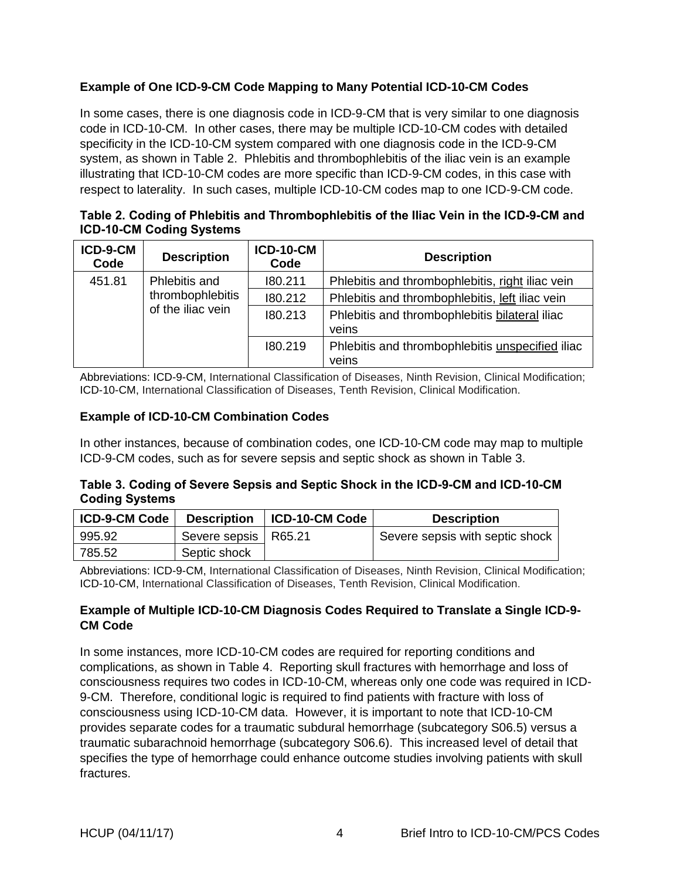### Example of One ICD-9-CM Code Mapping to Many Potential ICD-10-CM Codes

In some cases, there is one diagnosis code in ICD-9-CM that is very similar to one diagnosis code in ICD-10-CM. In other cases, there may be multiple ICD-10-CM codes with detailed specificity in the ICD-10-CM system compared with one diagnosis code in the ICD-9-CM system, as shown in Table 2. Phlebitis and thrombophlebitis of the iliac vein is an example illustrating that ICD-10-CM codes are more specific than ICD-9-CM codes, in this case with respect to laterality. In such cases, multiple ICD-10-CM codes map to one ICD-9-CM code.

**Table 2. Coding of Phlebitis and Thrombophlebitis of the Iliac Vein in the ICD-9-CM and ICD-10-CM Coding Systems**

| ICD-9-CM Code | Description | ICD-10-CM Code | Description |
|---|---|---|---|
| 451.81 | Phlebitis and thrombophlebitis of the iliac vein | I80.211 | Phlebitis and thrombophlebitis, <u>right</u> iliac vein |
| | | I80.212 | Phlebitis and thrombophlebitis, <u>left</u> iliac vein |
| | | I80.213 | Phlebitis and thrombophlebitis <u>bilateral</u> iliac veins |
| | | I80.219 | Phlebitis and thrombophlebitis <u>unspecified</u> iliac veins |

Abbreviations: ICD-9-CM, International Classification of Diseases, Ninth Revision, Clinical Modification; ICD-10-CM, International Classification of Diseases, Tenth Revision, Clinical Modification.

### Example of ICD-10-CM Combination Codes

In other instances, because of combination codes, one ICD-10-CM code may map to multiple ICD-9-CM codes, such as for severe sepsis and septic shock as shown in Table 3.

**Table 3. Coding of Severe Sepsis and Septic Shock in the ICD-9-CM and ICD-10-CM Coding Systems**

| ICD-9-CM Code | Description | ICD-10-CM Code | Description |
|---|---|---|---|
| 995.92 | Severe sepsis | R65.21 | Severe sepsis with septic shock |
| 785.52 | Septic shock | | |

Abbreviations: ICD-9-CM, International Classification of Diseases, Ninth Revision, Clinical Modification; ICD-10-CM, International Classification of Diseases, Tenth Revision, Clinical Modification.

### Example of Multiple ICD-10-CM Diagnosis Codes Required to Translate a Single ICD-9-CM Code

In some instances, more ICD-10-CM codes are required for reporting conditions and complications, as shown in Table 4. Reporting skull fractures with hemorrhage and loss of consciousness requires two codes in ICD-10-CM, whereas only one code was required in ICD-9-CM. Therefore, conditional logic is required to find patients with fracture with loss of consciousness using ICD-10-CM data. However, it is important to note that ICD-10-CM provides separate codes for a traumatic subdural hemorrhage (subcategory S06.5) versus a traumatic subarachnoid hemorrhage (subcategory S06.6). This increased level of detail that specifies the type of hemorrhage could enhance outcome studies involving patients with skull fractures.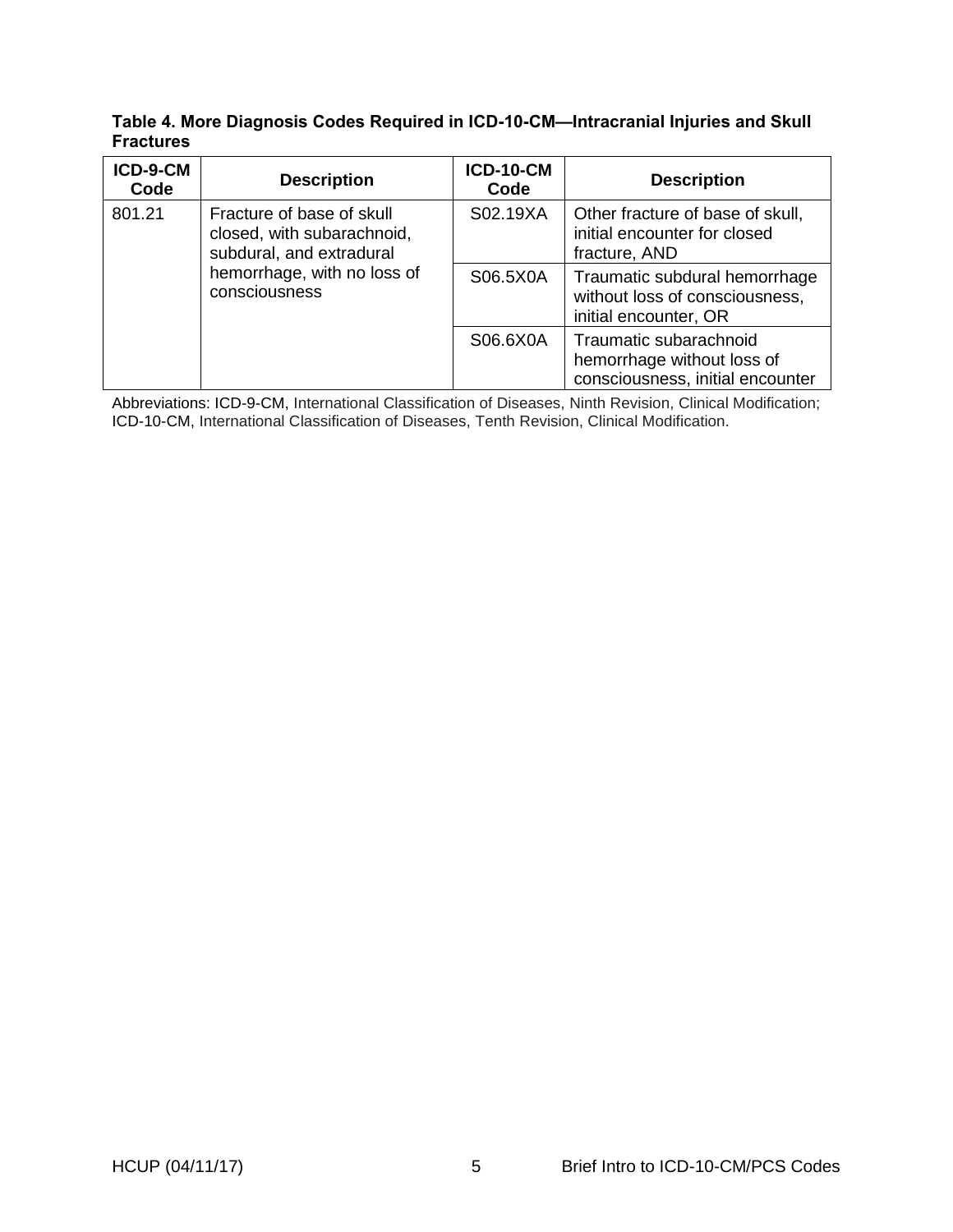**Table 4. More Diagnosis Codes Required in ICD-10-CM—Intracranial Injuries and Skull Fractures**

| ICD-9-CM Code | Description | ICD-10-CM Code | Description |
| --- | --- | --- | --- |
| 801.21 | Fracture of base of skull closed, with subarachnoid, subdural, and extradural hemorrhage, with no loss of consciousness | S02.19XA | Other fracture of base of skull, initial encounter for closed fracture, AND |
| | | S06.5X0A | Traumatic subdural hemorrhage without loss of consciousness, initial encounter, OR |
| | | S06.6X0A | Traumatic subarachnoid hemorrhage without loss of consciousness, initial encounter |

Abbreviations: ICD-9-CM, International Classification of Diseases, Ninth Revision, Clinical Modification; ICD-10-CM, International Classification of Diseases, Tenth Revision, Clinical Modification.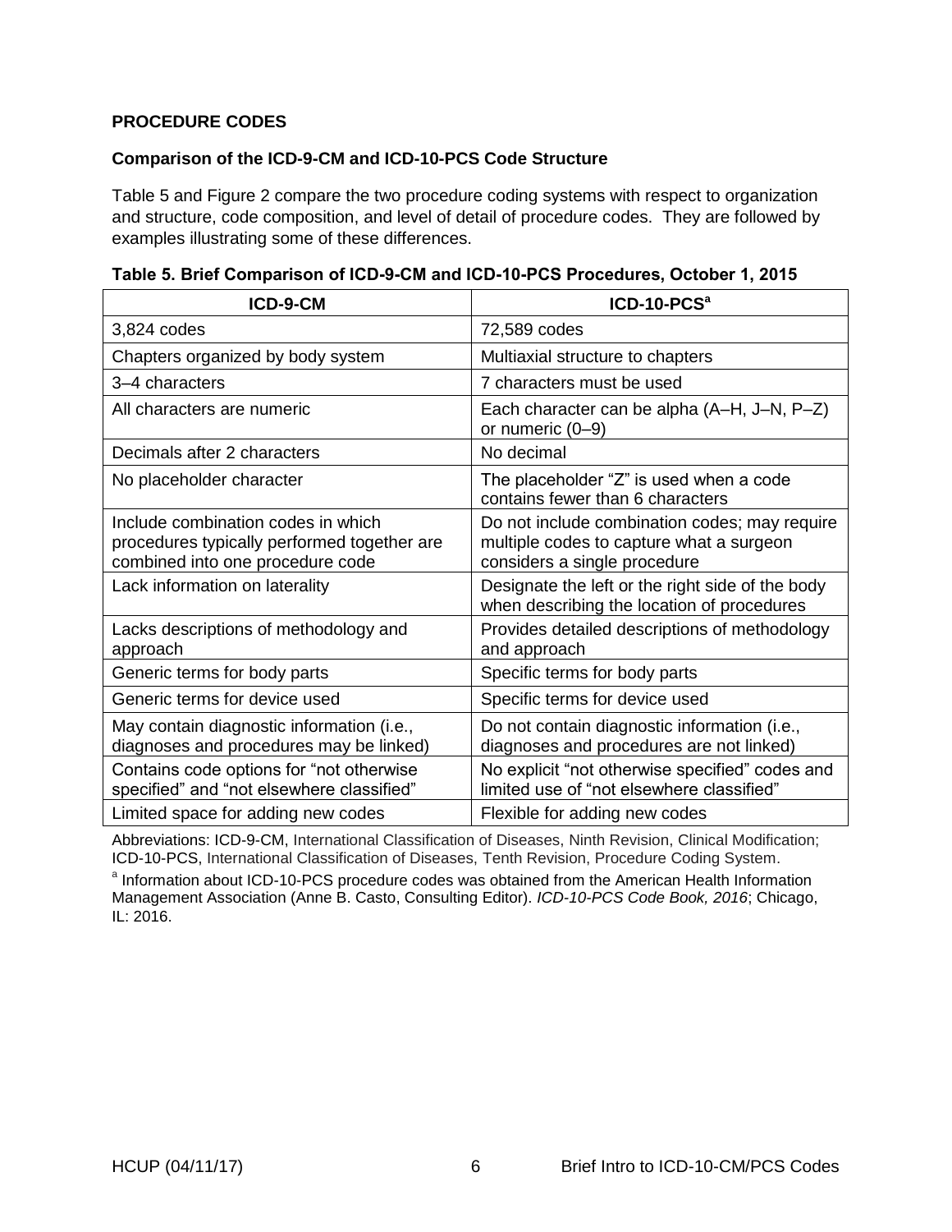## PROCEDURE CODES

### Comparison of the ICD-9-CM and ICD-10-PCS Code Structure

Table 5 and Figure 2 compare the two procedure coding systems with respect to organization and structure, code composition, and level of detail of procedure codes. They are followed by examples illustrating some of these differences.

**Table 5. Brief Comparison of ICD-9-CM and ICD-10-PCS Procedures, October 1, 2015**

| ICD-9-CM | ICD-10-PCS[a] |
|---|---|
| 3,824 codes | 72,589 codes |
| Chapters organized by body system | Multiaxial structure to chapters |
| 3–4 characters | 7 characters must be used |
| All characters are numeric | Each character can be alpha (A–H, J–N, P–Z) or numeric (0–9) |
| Decimals after 2 characters | No decimal |
| No placeholder character | The placeholder "Z" is used when a code contains fewer than 6 characters |
| Include combination codes in which procedures typically performed together are combined into one procedure code | Do not include combination codes; may require multiple codes to capture what a surgeon considers a single procedure |
| Lack information on laterality | Designate the left or the right side of the body when describing the location of procedures |
| Lacks descriptions of methodology and approach | Provides detailed descriptions of methodology and approach |
| Generic terms for body parts | Specific terms for body parts |
| Generic terms for device used | Specific terms for device used |
| May contain diagnostic information (i.e., diagnoses and procedures may be linked) | Do not contain diagnostic information (i.e., diagnoses and procedures are not linked) |
| Contains code options for "not otherwise specified" and "not elsewhere classified" | No explicit "not otherwise specified" codes and limited use of "not elsewhere classified" |
| Limited space for adding new codes | Flexible for adding new codes |

Abbreviations: ICD-9-CM, International Classification of Diseases, Ninth Revision, Clinical Modification; ICD-10-PCS, International Classification of Diseases, Tenth Revision, Procedure Coding System.

[a] Information about ICD-10-PCS procedure codes was obtained from the American Health Information Management Association (Anne B. Casto, Consulting Editor). *ICD-10-PCS Code Book, 2016*; Chicago, IL: 2016.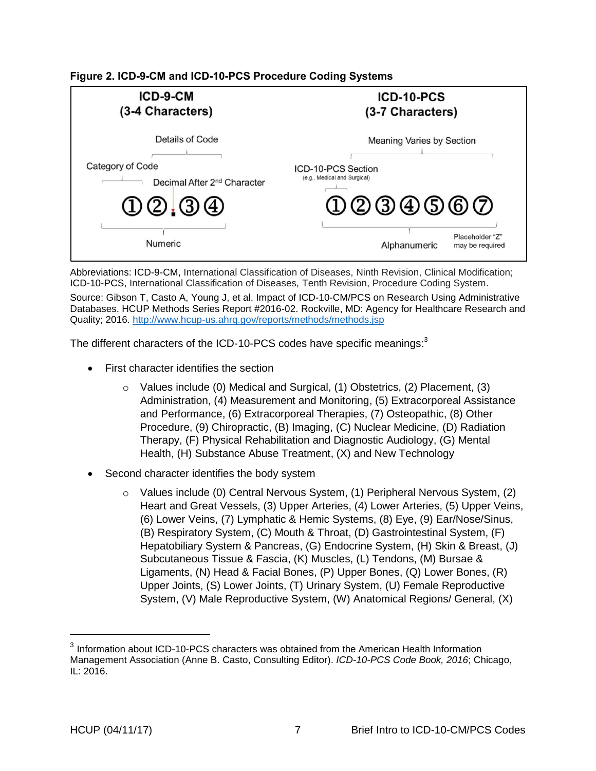**Figure 2. ICD-9-CM and ICD-10-PCS Procedure Coding Systems**

| ICD-9-CM (3-4 Characters) | ICD-10-PCS (3-7 Characters) |
|---|---|
| Details of Code | Meaning Varies by Section |
| Category of Code | ICD-10-PCS Section (e.g., Medical and Surgical) |
| Decimal After 2nd Character | |
| ①②.③④ | ①②③④⑤⑥⑦ |
| Numeric | Alphanumeric; Placeholder "Z" may be required |

Abbreviations: ICD-9-CM, International Classification of Diseases, Ninth Revision, Clinical Modification; ICD-10-PCS, International Classification of Diseases, Tenth Revision, Procedure Coding System.

Source: Gibson T, Casto A, Young J, et al. Impact of ICD-10-CM/PCS on Research Using Administrative Databases. HCUP Methods Series Report #2016-02. Rockville, MD: Agency for Healthcare Research and Quality; 2016. http://www.hcup-us.ahrq.gov/reports/methods/methods.jsp

The different characters of the ICD-10-PCS codes have specific meanings:[3]

- First character identifies the section
  - Values include (0) Medical and Surgical, (1) Obstetrics, (2) Placement, (3) Administration, (4) Measurement and Monitoring, (5) Extracorporeal Assistance and Performance, (6) Extracorporeal Therapies, (7) Osteopathic, (8) Other Procedure, (9) Chiropractic, (B) Imaging, (C) Nuclear Medicine, (D) Radiation Therapy, (F) Physical Rehabilitation and Diagnostic Audiology, (G) Mental Health, (H) Substance Abuse Treatment, (X) and New Technology
- Second character identifies the body system
  - Values include (0) Central Nervous System, (1) Peripheral Nervous System, (2) Heart and Great Vessels, (3) Upper Arteries, (4) Lower Arteries, (5) Upper Veins, (6) Lower Veins, (7) Lymphatic & Hemic Systems, (8) Eye, (9) Ear/Nose/Sinus, (B) Respiratory System, (C) Mouth & Throat, (D) Gastrointestinal System, (F) Hepatobiliary System & Pancreas, (G) Endocrine System, (H) Skin & Breast, (J) Subcutaneous Tissue & Fascia, (K) Muscles, (L) Tendons, (M) Bursae & Ligaments, (N) Head & Facial Bones, (P) Upper Bones, (Q) Lower Bones, (R) Upper Joints, (S) Lower Joints, (T) Urinary System, (U) Female Reproductive System, (V) Male Reproductive System, (W) Anatomical Regions/ General, (X)

[3] Information about ICD-10-PCS characters was obtained from the American Health Information Management Association (Anne B. Casto, Consulting Editor). *ICD-10-PCS Code Book, 2016*; Chicago, IL: 2016.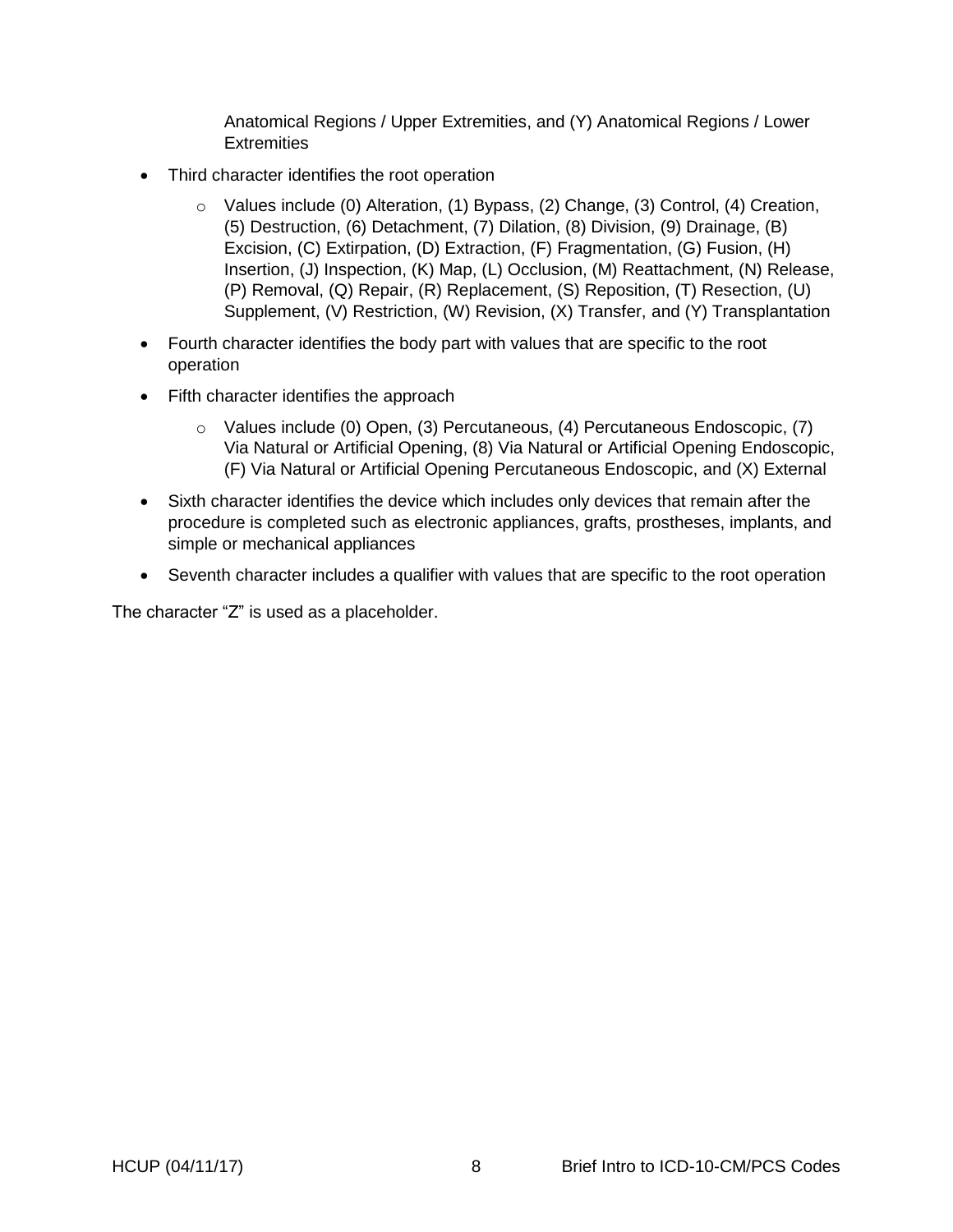Anatomical Regions / Upper Extremities, and (Y) Anatomical Regions / Lower Extremities

- Third character identifies the root operation
  - Values include (0) Alteration, (1) Bypass, (2) Change, (3) Control, (4) Creation, (5) Destruction, (6) Detachment, (7) Dilation, (8) Division, (9) Drainage, (B) Excision, (C) Extirpation, (D) Extraction, (F) Fragmentation, (G) Fusion, (H) Insertion, (J) Inspection, (K) Map, (L) Occlusion, (M) Reattachment, (N) Release, (P) Removal, (Q) Repair, (R) Replacement, (S) Reposition, (T) Resection, (U) Supplement, (V) Restriction, (W) Revision, (X) Transfer, and (Y) Transplantation
- Fourth character identifies the body part with values that are specific to the root operation
- Fifth character identifies the approach
  - Values include (0) Open, (3) Percutaneous, (4) Percutaneous Endoscopic, (7) Via Natural or Artificial Opening, (8) Via Natural or Artificial Opening Endoscopic, (F) Via Natural or Artificial Opening Percutaneous Endoscopic, and (X) External
- Sixth character identifies the device which includes only devices that remain after the procedure is completed such as electronic appliances, grafts, prostheses, implants, and simple or mechanical appliances
- Seventh character includes a qualifier with values that are specific to the root operation

The character "Z" is used as a placeholder.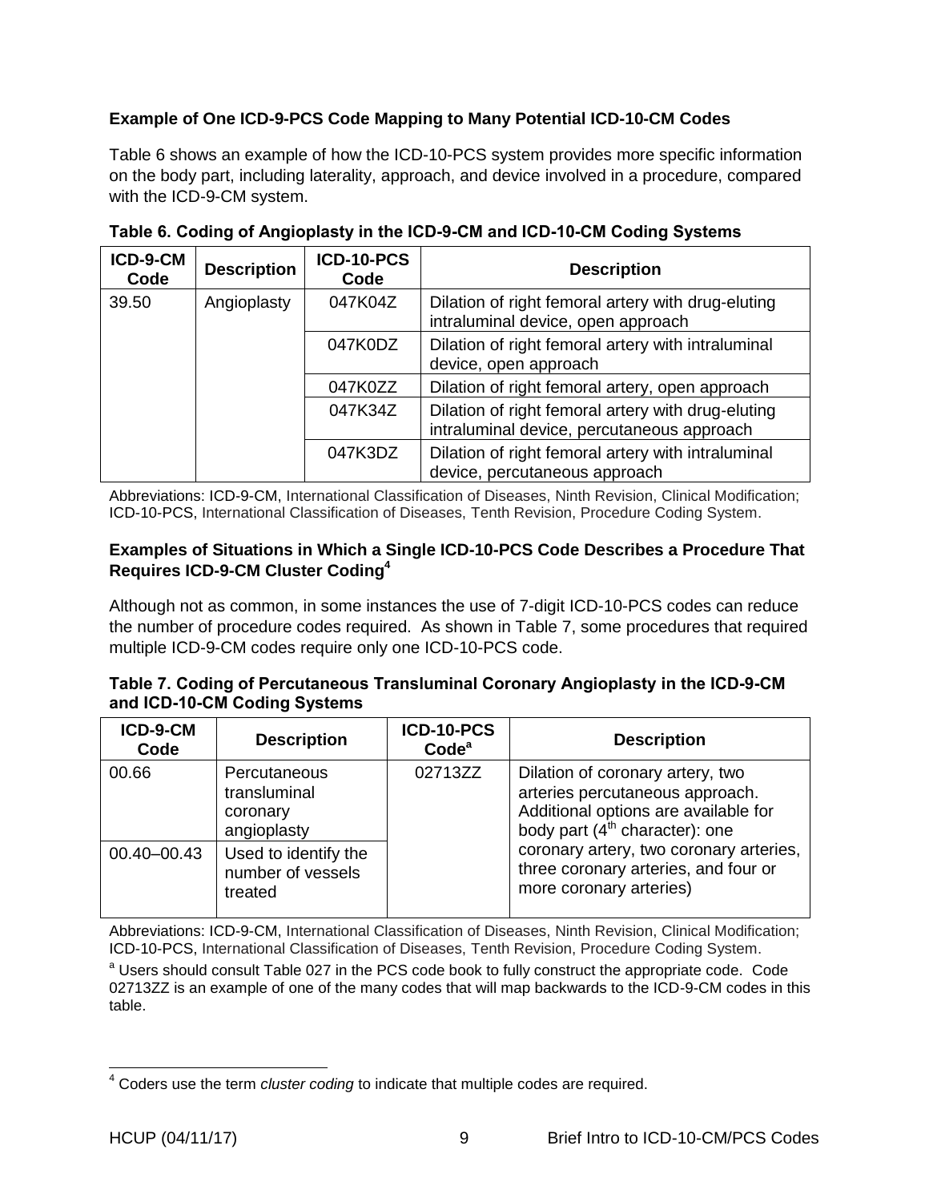### Example of One ICD-9-PCS Code Mapping to Many Potential ICD-10-CM Codes

Table 6 shows an example of how the ICD-10-PCS system provides more specific information on the body part, including laterality, approach, and device involved in a procedure, compared with the ICD-9-CM system.

**Table 6. Coding of Angioplasty in the ICD-9-CM and ICD-10-CM Coding Systems**

| ICD-9-CM Code | Description | ICD-10-PCS Code | Description |
|---|---|---|---|
| 39.50 | Angioplasty | 047K04Z | Dilation of right femoral artery with drug-eluting intraluminal device, open approach |
| | | 047K0DZ | Dilation of right femoral artery with intraluminal device, open approach |
| | | 047K0ZZ | Dilation of right femoral artery, open approach |
| | | 047K34Z | Dilation of right femoral artery with drug-eluting intraluminal device, percutaneous approach |
| | | 047K3DZ | Dilation of right femoral artery with intraluminal device, percutaneous approach |

Abbreviations: ICD-9-CM, International Classification of Diseases, Ninth Revision, Clinical Modification; ICD-10-PCS, International Classification of Diseases, Tenth Revision, Procedure Coding System.

### Examples of Situations in Which a Single ICD-10-PCS Code Describes a Procedure That Requires ICD-9-CM Cluster Coding[4]

Although not as common, in some instances the use of 7-digit ICD-10-PCS codes can reduce the number of procedure codes required. As shown in Table 7, some procedures that required multiple ICD-9-CM codes require only one ICD-10-PCS code.

**Table 7. Coding of Percutaneous Transluminal Coronary Angioplasty in the ICD-9-CM and ICD-10-CM Coding Systems**

| ICD-9-CM Code | Description | ICD-10-PCS Code[a] | Description |
|---|---|---|---|
| 00.66 | Percutaneous transluminal coronary angioplasty | 02713ZZ | Dilation of coronary artery, two arteries percutaneous approach. Additional options are available for body part (4th character): one coronary artery, two coronary arteries, three coronary arteries, and four or more coronary arteries) |
| 00.40–00.43 | Used to identify the number of vessels treated | | |

Abbreviations: ICD-9-CM, International Classification of Diseases, Ninth Revision, Clinical Modification; ICD-10-PCS, International Classification of Diseases, Tenth Revision, Procedure Coding System.

[a] Users should consult Table 027 in the PCS code book to fully construct the appropriate code. Code 02713ZZ is an example of one of the many codes that will map backwards to the ICD-9-CM codes in this table.

[4] Coders use the term *cluster coding* to indicate that multiple codes are required.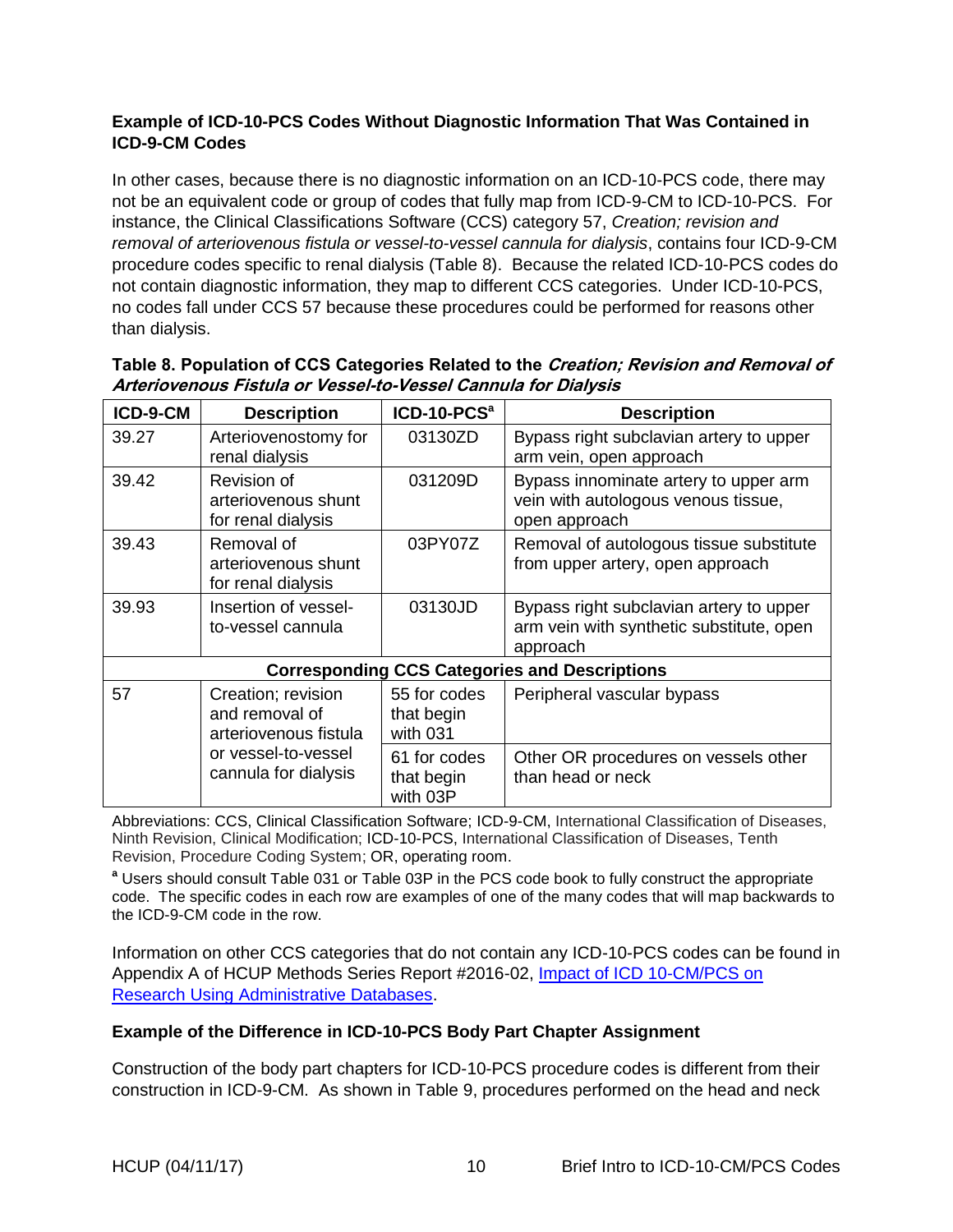### Example of ICD-10-PCS Codes Without Diagnostic Information That Was Contained in ICD-9-CM Codes

In other cases, because there is no diagnostic information on an ICD-10-PCS code, there may not be an equivalent code or group of codes that fully map from ICD-9-CM to ICD-10-PCS. For instance, the Clinical Classifications Software (CCS) category 57, *Creation; revision and removal of arteriovenous fistula or vessel-to-vessel cannula for dialysis*, contains four ICD-9-CM procedure codes specific to renal dialysis (Table 8). Because the related ICD-10-PCS codes do not contain diagnostic information, they map to different CCS categories. Under ICD-10-PCS, no codes fall under CCS 57 because these procedures could be performed for reasons other than dialysis.

**Table 8. Population of CCS Categories Related to the *Creation; Revision and Removal of Arteriovenous Fistula or Vessel-to-Vessel Cannula for Dialysis***

| ICD-9-CM | Description | ICD-10-PCS[a] | Description |
|---|---|---|---|
| 39.27 | Arteriovenostomy for renal dialysis | 03130ZD | Bypass right subclavian artery to upper arm vein, open approach |
| 39.42 | Revision of arteriovenous shunt for renal dialysis | 031209D | Bypass innominate artery to upper arm vein with autologous venous tissue, open approach |
| 39.43 | Removal of arteriovenous shunt for renal dialysis | 03PY07Z | Removal of autologous tissue substitute from upper artery, open approach |
| 39.93 | Insertion of vessel-to-vessel cannula | 03130JD | Bypass right subclavian artery to upper arm vein with synthetic substitute, open approach |
| **Corresponding CCS Categories and Descriptions** | | | |
| 57 | Creation; revision and removal of arteriovenous fistula or vessel-to-vessel cannula for dialysis | 55 for codes that begin with 031 | Peripheral vascular bypass |
| | | 61 for codes that begin with 03P | Other OR procedures on vessels other than head or neck |

Abbreviations: CCS, Clinical Classification Software; ICD-9-CM, International Classification of Diseases, Ninth Revision, Clinical Modification; ICD-10-PCS, International Classification of Diseases, Tenth Revision, Procedure Coding System; OR, operating room.

[a] Users should consult Table 031 or Table 03P in the PCS code book to fully construct the appropriate code. The specific codes in each row are examples of one of the many codes that will map backwards to the ICD-9-CM code in the row.

Information on other CCS categories that do not contain any ICD-10-PCS codes can be found in Appendix A of HCUP Methods Series Report #2016-02, Impact of ICD 10-CM/PCS on Research Using Administrative Databases.

### Example of the Difference in ICD-10-PCS Body Part Chapter Assignment

Construction of the body part chapters for ICD-10-PCS procedure codes is different from their construction in ICD-9-CM. As shown in Table 9, procedures performed on the head and neck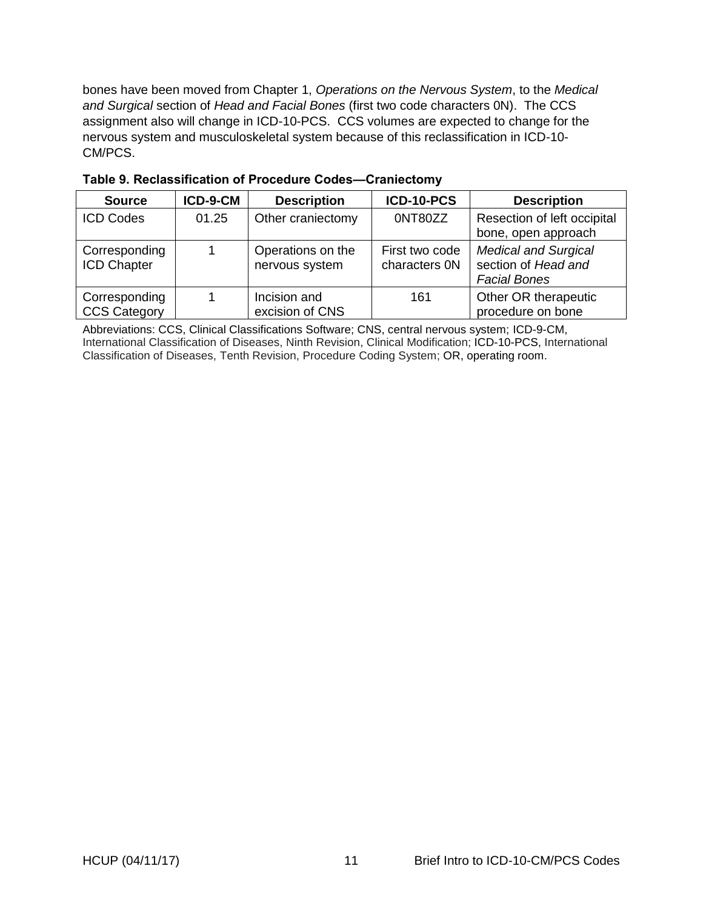bones have been moved from Chapter 1, *Operations on the Nervous System*, to the *Medical and Surgical* section of *Head and Facial Bones* (first two code characters 0N). The CCS assignment also will change in ICD-10-PCS. CCS volumes are expected to change for the nervous system and musculoskeletal system because of this reclassification in ICD-10-CM/PCS.

**Table 9. Reclassification of Procedure Codes—Craniectomy**

| Source | ICD-9-CM | Description | ICD-10-PCS | Description |
|---|---|---|---|---|
| ICD Codes | 01.25 | Other craniectomy | 0NT80ZZ | Resection of left occipital bone, open approach |
| Corresponding ICD Chapter | 1 | Operations on the nervous system | First two code characters 0N | *Medical and Surgical* section of *Head and Facial Bones* |
| Corresponding CCS Category | 1 | Incision and excision of CNS | 161 | Other OR therapeutic procedure on bone |

Abbreviations: CCS, Clinical Classifications Software; CNS, central nervous system; ICD-9-CM, International Classification of Diseases, Ninth Revision, Clinical Modification; ICD-10-PCS, International Classification of Diseases, Tenth Revision, Procedure Coding System; OR, operating room.